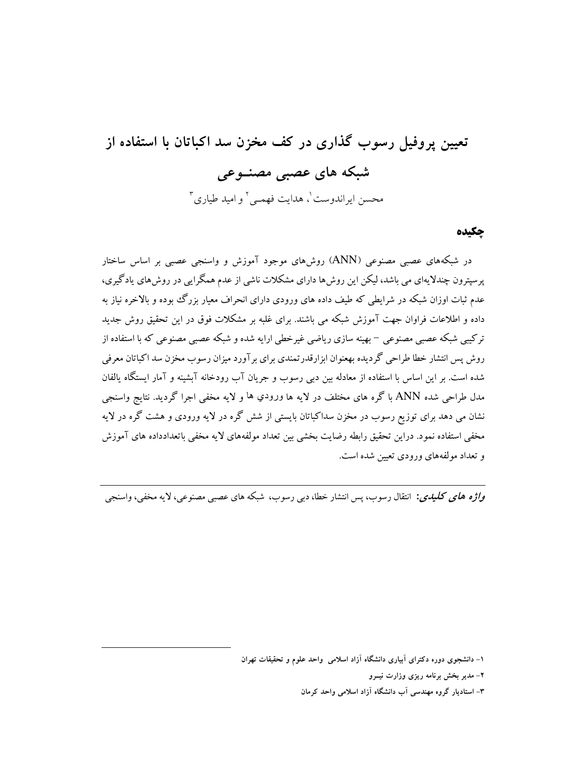# تعیین پروفیل رسوب گذاری در کف مخزن سد اکباتان با استفاده از شبکه های عصبی مصنــوعی

محسن ایراندوست[1]، هدایت فهمــی[2] و امید طیاری[3]

## چکیده

در شبکه‌های عصبی مصنوعی (ANN) روش‌های موجود آموزش و واسنجی عصبی بر اساس ساختار پرسپترون چندلایه‌ای می باشد، لیکن این روش‌ها دارای مشکلات ناشی از عدم همگرایی در روش‌های یادگیری، عدم ثبات اوزان شبکه در شرایطی که طیف داده های ورودی دارای انحراف معیار بزرگ بوده و بالاخره نیاز به داده و اطلاعات فراوان جهت آموزش شبکه می باشند. برای غلبه بر مشکلات فوق در این تحقیق روش جدید ترکیبی شبکه عصبی مصنوعی – بهینه سازی ریاضی غیرخطی ارایه شده و شبکه عصبی مصنوعی که با استفاده از روش پس انتشار خطا طراحی گردیده بعنوان ابزارقدرتمندی برای برآورد میزان رسوب مخزن سد اکباتان معرفی شده است. بر این اساس با استفاده از معادله بین دبی رسوب و جریان آب رودخانه آبشینه و آمار ایستگاه یالفان مدل طراحی شده ANN با گره های مختلف در لایه ها ورودي ها و لایه مخفی اجرا گردید. نتایج واسنجی نشان می دهد برای توزیع رسوب در مخزن سداکباتان بایستی از شش گره در لایه ورودی و هشت گره در لایه مخفی استفاده نمود. دراین تحقیق رابطه رضایت بخشی بین تعداد مولفه‌های لایه مخفی باتعدادداده های آموزش و تعداد مولفه‌های ورودی تعیین شده است.

***واژه های کلیدی:*** انتقال رسوب، پس انتشار خطا، دبی رسوب، شبکه های عصبی مصنوعی، لایه مخفی، واسنجی

---

۱- دانشجوی دوره دکترای آبیاری دانشگاه آزاد اسلامی واحد علوم و تحقیقات تهران

۲- مدیر بخش برنامه ریزی وزارت نیــرو

۳- استادیار گروه مهندسی آب دانشگاه آزاد اسلامی واحد کرمان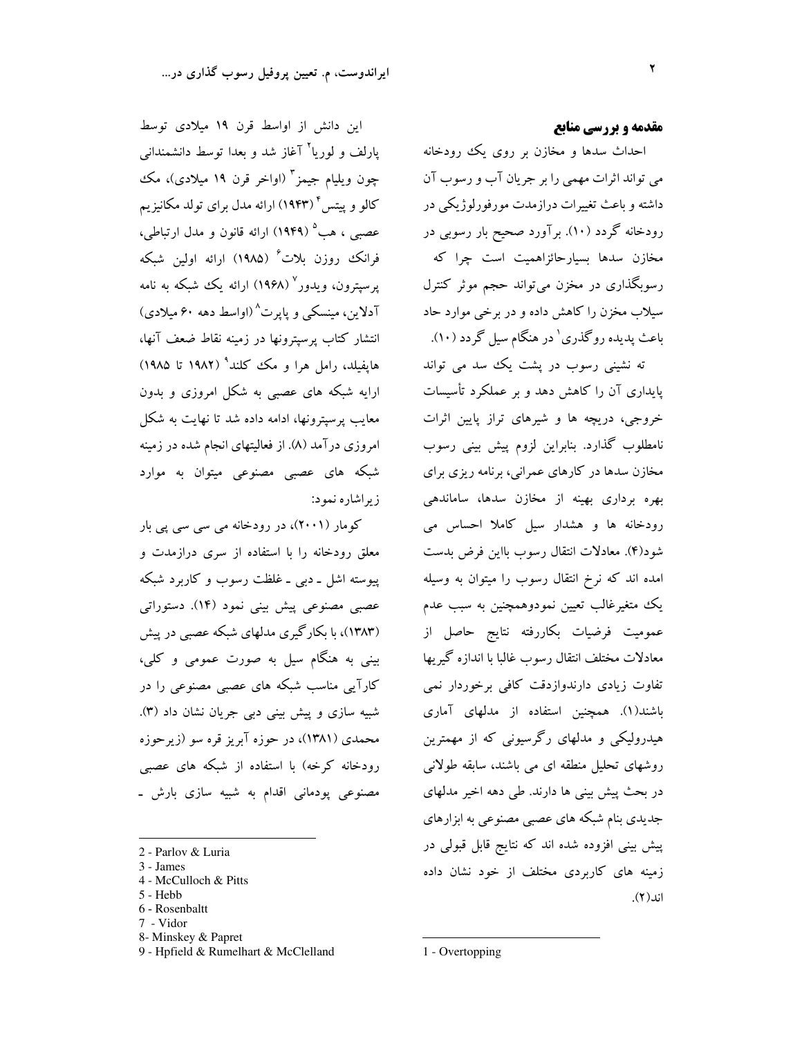## مقدمه و بررسی منابع

احداث سدها و مخازن بر روی یک رودخانه می تواند اثرات مهمی را بر جریان آب و رسوب آن داشته و باعث تغییرات درازمدت مورفورلوژیکی در رودخانه گردد (۱۰). برآورد صحیح بار رسوبی در مخازن سدها بسیارحائزاهمیت است چرا که رسوبگذاری در مخزن می‌تواند حجم موثر کنترل سیلاب مخزن را کاهش داده و در برخی موارد حاد باعث پدیده روگذری[1] در هنگام سیل گردد (۱۰).

ته نشینی رسوب در پشت یک سد می تواند پایداری آن را کاهش دهد و بر عملکرد تأسیسات خروجی، دریچه ها و شیرهای تراز پایین اثرات نامطلوب گذارد. بنابراین لزوم پیش بینی رسوب مخازن سدها در کارهای عمرانی، برنامه ریزی برای بهره برداری بهینه از مخازن سدها، ساماندهی رودخانه ها و هشدار سیل کاملا احساس می شود(۴). معادلات انتقال رسوب بااین فرض بدست امده اند که نرخ انتقال رسوب را میتوان به وسیله یک متغیرغالب تعیین نمودوهمچنین به سبب عدم عمومیت فرضیات بکاررفته نتایج حاصل از معادلات مختلف انتقال رسوب غالبا با اندازه گیریها تفاوت زیادی دارندوازدقت کافی برخوردار نمی باشند(۱). همچنین استفاده از مدلهای آماری هیدرولیکی و مدلهای رگرسیونی که از مهمترین روشهای تحلیل منطقه ای می باشند، سابقه طولانی در بحث پیش بینی ها دارند. طی دهه اخیر مدلهای جدیدی بنام شبکه های عصبی مصنوعی به ابزارهای پیش بینی افزوده شده اند که نتایج قابل قبولی در زمینه های کاربردی مختلف از خود نشان داده اند(۲).

این دانش از اواسط قرن ۱۹ میلادی توسط پارلف و لوریا[2] آغاز شد و بعدا توسط دانشمندانی چون ویلیام جیمز[3] (اواخر قرن ۱۹ میلادی)، مک کالو و پیتس[4] (۱۹۴۳) ارائه مدل برای تولد مکانیزیم عصبی ، هب[5] (۱۹۴۹) ارائه قانون و مدل ارتباطی، فرانک روزن بلات[6] (۱۹۸۵) ارائه اولین شبکه پرسپترون، ویدور[7] (۱۹۶۸) ارائه یک شبکه به نامه آدلاین، مینسکی و پاپرت[8] (اواسط دهه ۶۰ میلادی) انتشار کتاب پرسپترونها در زمینه نقاط ضعف آنها، هاپفیلد، رامل هرا و مک کلند[9] (۱۹۸۲ تا ۱۹۸۵) ارایه شبکه های عصبی به شکل امروزی و بدون معایب پرسپترونها، ادامه داده شد تا نهایت به شکل امروزی درآمد (۸). از فعالیتهای انجام شده در زمینه شبکه های عصبی مصنوعی میتوان به موارد زیراشاره نمود:

کومار (۲۰۰۱)، در رودخانه می سی سی پی بار معلق رودخانه را با استفاده از سری درازمدت و پیوسته اشل ـ دبی ـ غلظت رسوب و کاربرد شبکه عصبی مصنوعی پیش بینی نمود (۱۴). دستوراتی (۱۳۸۳)، با بکارگیری مدلهای شبکه عصبی در پیش بینی به هنگام سیل به صورت عمومی و کلی، کارآیی مناسب شبکه های عصبی مصنوعی را در شبیه سازی و پیش بینی دبی جریان نشان داد (۳). محمدی (۱۳۸۱)، در حوزه آبریز قره سو (زیرحوزه رودخانه کرخه) با استفاده از شبکه های عصبی مصنوعی پودمانی اقدام به شبیه سازی بارش ـ

---

1 - Overtopping

2 - Parlov & Luria

3 - James

4 - McCulloch & Pitts

5 - Hebb

6 - Rosenbaltt

7 - Vidor

8- Minskey & Papret

9 - Hpfield & Rumelhart & McClelland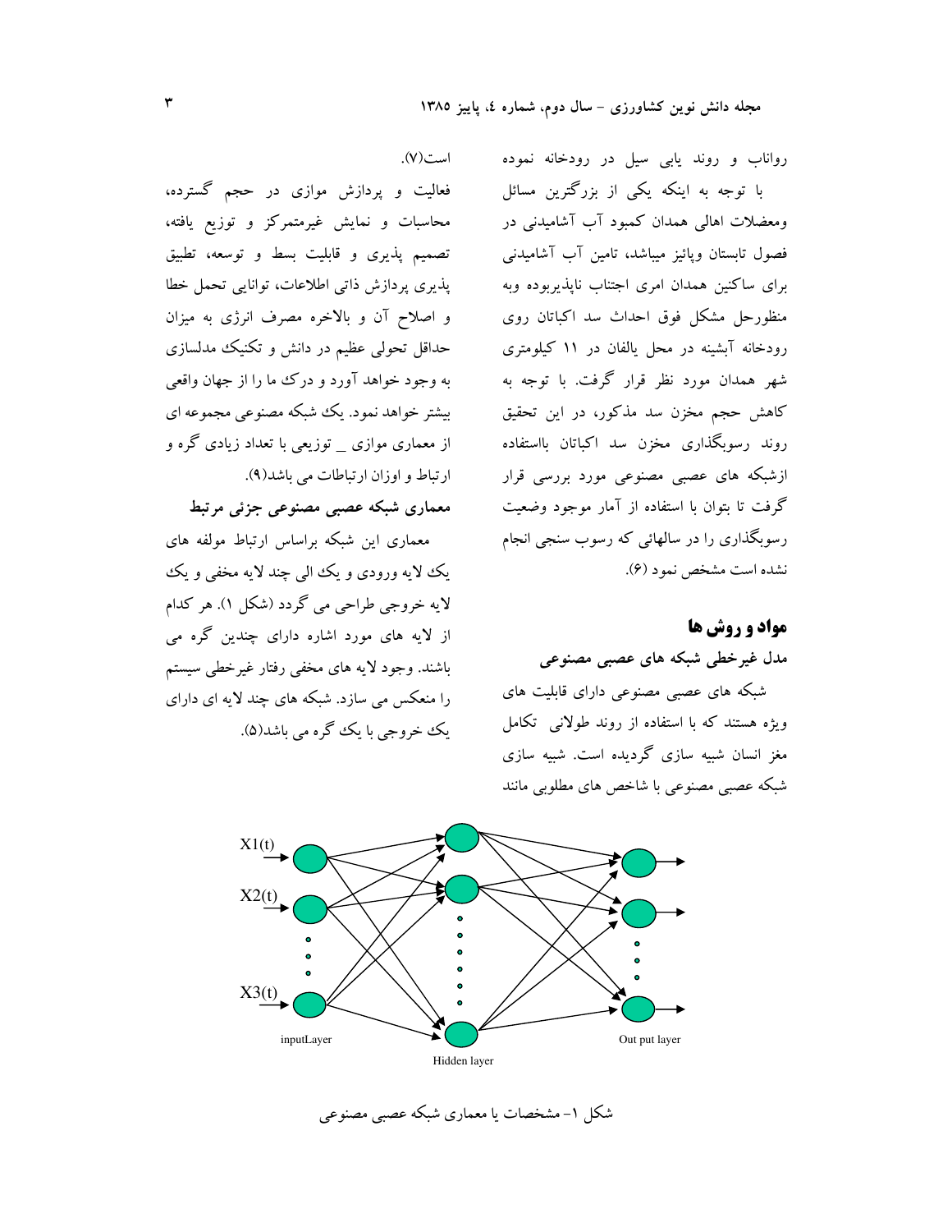رواناب و روند یابی سیل در رودخانه نموده

با توجه به اینکه یکی از بزرگترین مسائل ومعضلات اهالی همدان کمبود آب آشامیدنی در فصول تابستان وپائیز میباشد، تامین آب آشامیدنی برای ساکنین همدان امری اجتناب ناپذیربوده وبه منظورحل مشکل فوق احداث سد اکباتان روی رودخانه آبشینه در محل یالفان در ۱۱ کیلومتری شهر همدان مورد نظر قرار گرفت. با توجه به کاهش حجم مخزن سد مذکور، در این تحقیق روند رسوبگذاری مخزن سد اکباتان بااستفاده ازشبکه های عصبی مصنوعی مورد بررسی قرار گرفت تا بتوان با استفاده از آمار موجود وضعیت رسوبگذاری را در سالهائی که رسوب سنجی انجام نشده است مشخص نمود (۶).

## مواد و روش ها

### مدل غیرخطی شبکه های عصبی مصنوعی

شبکه های عصبی مصنوعی دارای قابلیت های ویژه هستند که با استفاده از روند طولانی تکامل مغز انسان شبیه سازی گردیده است. شبیه سازی شبکه عصبی مصنوعی با شاخص های مطلوبی مانند فعالیت و پردازش موازی در حجم گسترده، محاسبات و نمایش غیرمتمرکز و توزیع یافته، تصمیم پذیری و قابلیت بسط و توسعه، تطبیق پذیری پردازش ذاتی اطلاعات، توانایی تحمل خطا و اصلاح آن و بالاخره مصرف انرژی به میزان حداقل تحولی عظیم در دانش و تکنیک مدلسازی به وجود خواهد آورد و درک ما را از جهان واقعی بیشتر خواهد نمود. یک شبکه مصنوعی مجموعه ای از معماری موازی _ توزیعی با تعداد زیادی گره و ارتباط و اوزان ارتباطات می باشد(۹).

### معماری شبکه عصبی مصنوعی جزئی مرتبط

معماری این شبکه براساس ارتباط مولفه های یک لایه ورودی و یک الی چند لایه مخفی و یک لایه خروجی طراحی می گردد (شکل ۱). هر کدام از لایه های مورد اشاره دارای چندین گره می باشند. وجود لایه های مخفی رفتار غیرخطی سیستم را منعکس می سازد. شبکه های چند لایه ای دارای یک خروجی با یک گره می باشد(۵).

X1(t) X2(t) X3(t) inputLayer Hidden layer Out put layer

شکل ۱- مشخصات یا معماری شبکه عصبی مصنوعی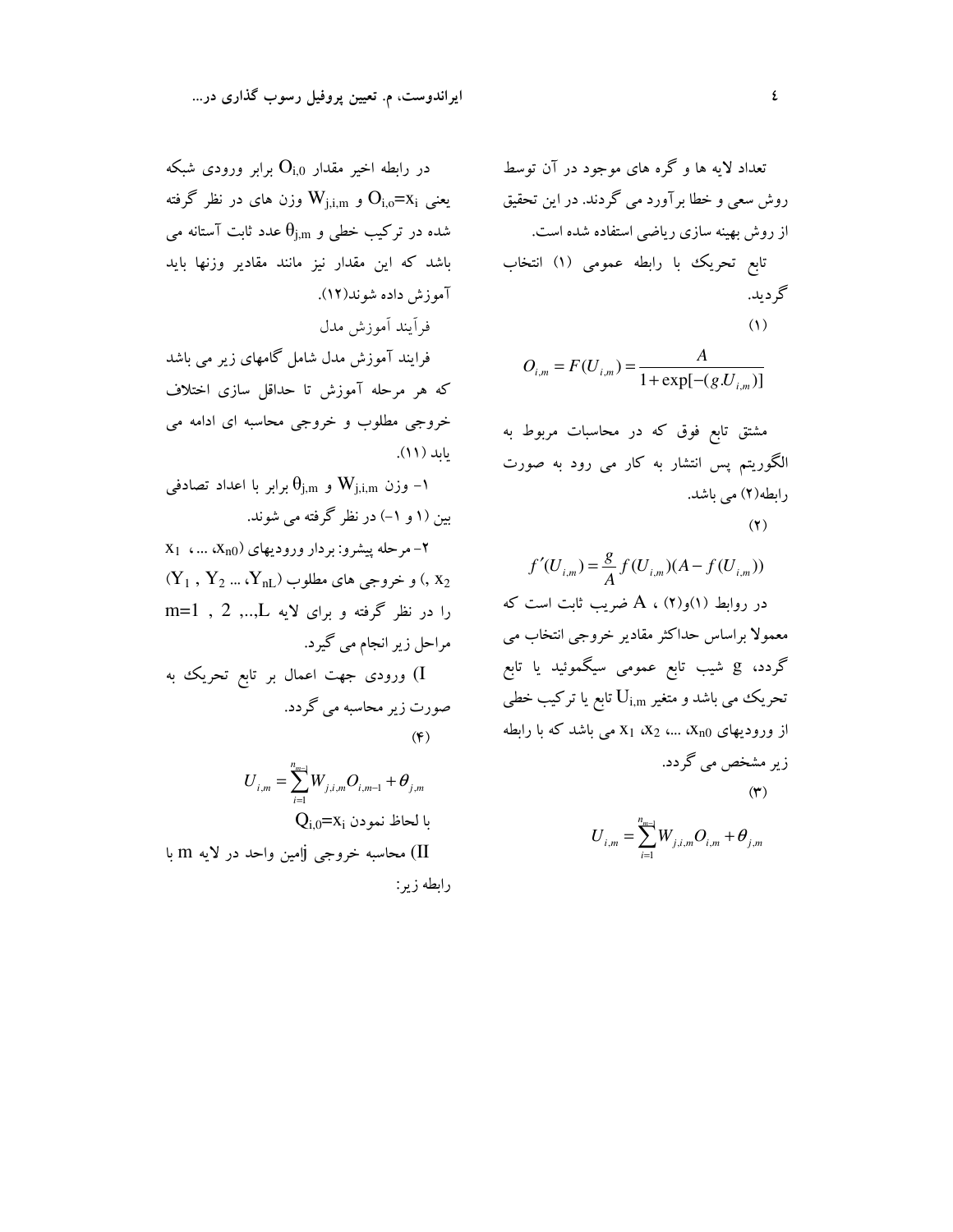تعداد لایه ها و گره های موجود در آن توسط روش سعی و خطا برآورد می گردند. در این تحقیق از روش بهینه سازی ریاضی استفاده شده است.

تابع تحریک با رابطه عمومی (۱) انتخاب گردید.

(۱)

$$O_{i,m} = F(U_{i,m}) = \frac{A}{1 + \exp[-(g.U_{i,m})]}$$

مشتق تابع فوق که در محاسبات مربوط به الگوریتم پس انتشار به کار می رود به صورت رابطه(۲) می باشد.

(۲)

$$f'(U_{i,m}) = \frac{g}{A} f(U_{i,m})(A - f(U_{i,m}))$$

در روابط (۱)و(۲) ، $A$ ضریب ثابت است که معمولا براساس حداکثر مقادیر خروجی انتخاب می گردد، $g$ شیب تابع عمومی سیگموئید یا تابع تحریک می باشد و متغیر $U_{i,m}$ تابع یا ترکیب خطی از ورودیهای $x_1$ ،$x_2$ ،...، $x_{n0}$ می باشد که با رابطه زیر مشخص می گردد.

(۳)

$$U_{i,m} = \sum_{i=1}^{n_{m-1}} W_{j,i,m} O_{i,m} + \theta_{j,m}$$

در رابطه اخیر مقدار $O_{i,0}$ برابر ورودی شبکه یعنی $O_{i,o}=x_i$ و $W_{j,i,m}$ وزن های در نظر گرفته شده در ترکیب خطی و $\theta_{j,m}$ عدد ثابت آستانه می باشد که این مقدار نیز مانند مقادیر وزنها باید آموزش داده شوند(۱۲).

فرآیند آموزش مدل

فرایند آموزش مدل شامل گامهای زیر می باشد که هر مرحله آموزش تا حداقل سازی اختلاف خروجی مطلوب و خروجی محاسبه ای ادامه می یابد (۱۱).

۱- وزن $W_{j,i,m}$ و $\theta_{j,m}$ برابر با اعداد تصادفی بین (۱ و ۱-) در نظر گرفته می شوند.

۲- مرحله پیشرو: بردار ورودیهای ($x_1$ ، ... ،$x_{n0}$ ,$x_2$) و خروجی های مطلوب ($Y_1$ , $Y_2$ ... ،$Y_{nL}$) را در نظر گرفته و برای لایه $m=1$ , 2 ,..,$L$ مراحل زیر انجام می گیرد.

I) ورودی جهت اعمال بر تابع تحریک به صورت زیر محاسبه می گردد.

(۴)

$$U_{i,m} = \sum_{i=1}^{n_{m-1}} W_{j,i,m} O_{i,m-1} + \theta_{j,m}$$

با لحاظ نمودن $Q_{i,0}=x_i$

II) محاسبه خروجی jامین واحد در لایه $m$ با رابطه زیر: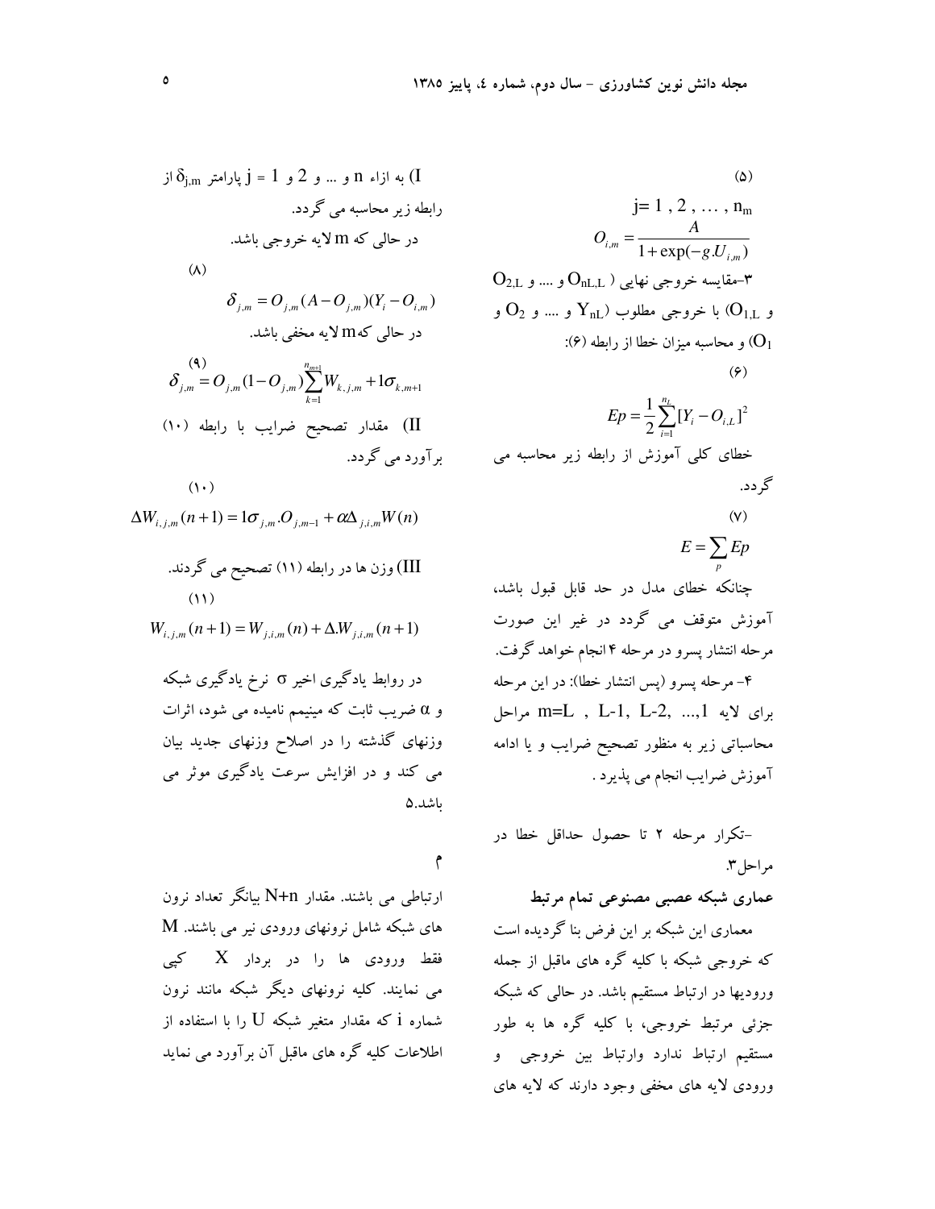(۵)

$$j = 1, 2, \ldots, n_m$$

$$O_{i,m} = \frac{A}{1+\exp(-g.U_{i,m})}$$

۳-مقایسه خروجی نهایی ( $O_{nL,L}$ و .... و $O_{2,L}$ و $O_{1,L}$) با خروجی مطلوب ($Y_{nL}$ و .... و $O_2$ و $O_1$) و محاسبه میزان خطا از رابطه (۶):

(۶)

$$Ep = \frac{1}{2}\sum_{i=1}^{n_L}[Y_i - O_{i,L}]^2$$

خطای کلی آموزش از رابطه زیر محاسبه می گردد.

(۷)

$$E = \sum_{p} Ep$$

چنانکه خطای مدل در حد قابل قبول باشد، آموزش متوقف می گردد در غیر این صورت مرحله انتشار پسرو در مرحله ۴ انجام خواهد گرفت.

۴- مرحله پسرو (پس انتشار خطا): در این مرحله برای لایه $m=L$ , $L-1$, $L-2$, ...,1 مراحل محاسباتی زیر به منظور تصحیح ضرایب و یا ادامه آموزش ضرایب انجام می پذیرد .

I) به ازاء n و ... و 2 و 1 = j پارامتر $\delta_{j,m}$ از رابطه زیر محاسبه می گردد.

در حالی که m لایه خروجی باشد.

(۸)

$$\delta_{j,m} = O_{j,m}(A - O_{j,m})(Y_i - O_{i,m})$$

در حالی که m لایه مخفی باشد.

(۹)

$$\delta_{j,m} = O_{j,m}(1 - O_{j,m})\sum_{k=1}^{n_{m+1}} W_{k,j,m} + 1\sigma_{k,m+1}$$

II) مقدار تصحیح ضرایب با رابطه (۱۰) برآورد می گردد.

(۱۰)

$$\Delta W_{i,j,m}(n+1) = 1\sigma_{j,m}.O_{j,m-1} + \alpha\Delta_{j,i,m}W(n)$$

III) وزن ها در رابطه (۱۱) تصحیح می گردند.

(۱۱)

$$W_{i,j,m}(n+1) = W_{j,i,m}(n) + \Delta.W_{j,i,m}(n+1)$$

در روابط یادگیری اخیر σ نرخ یادگیری شبکه و α ضریب ثابت که مینیمم نامیده می شود، اثرات وزنهای گذشته را در اصلاح وزنهای جدید بیان می کند و در افزایش سرعت یادگیری موثر می باشد.۵

-تکرار مرحله ۲ تا حصول حداقل خطا در مراحل۳.

**عماری شبکه عصبی مصنوعی تمام مرتبط**

معماری این شبکه بر این فرض بنا گردیده است که خروجی شبکه با کلیه گره های ماقبل از جمله ورودیها در ارتباط مستقیم باشد. در حالی که شبکه جزئی مرتبط خروجی، با کلیه گره ها به طور مستقیم ارتباط ندارد وارتباط بین خروجی و ورودی لایه های مخفی وجود دارند که لایه های

م

ارتباطی می باشند. مقدار N+n بیانگر تعداد نرون های شبکه شامل نرونهای ورودی نیر می باشند. M فقط ورودی ها را در بردار X کپی می نمایند. کلیه نرونهای دیگر شبکه مانند نرون شماره i که مقدار متغیر شبکه U را با استفاده از اطلاعات کلیه گره های ماقبل آن برآورد می نماید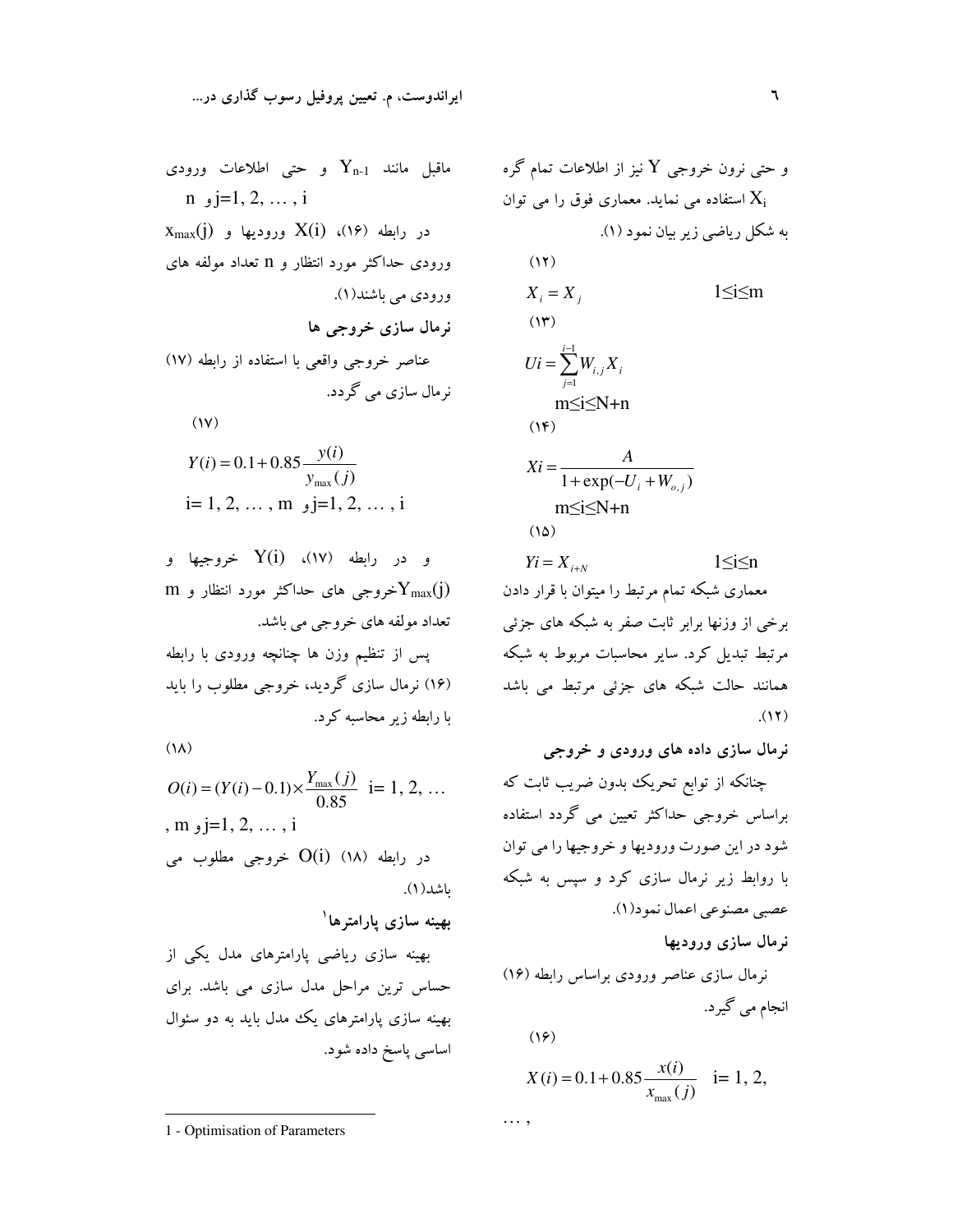و حتی نرون خروجی Y نیز از اطلاعات تمام گره $X_i$ استفاده می نماید. معماری فوق را می توان به شکل ریاضی زیر بیان نمود (۱).

(۱۲)

$$X_i = X_j \qquad 1 \le i \le m$$

(۱۳)

$$Ui = \sum_{j=1}^{i-1} W_{i,j} X_i$$
$$m \le i \le N+n$$

(۱۴)

$$Xi = \frac{A}{1 + \exp(-U_i + W_{o,j})}$$
$$m \le i \le N+n$$

(۱۵)

$$Yi = X_{i+N} \qquad 1 \le i \le n$$

معماری شبکه تمام مرتبط را میتوان با قرار دادن برخی از وزنها برابر ثابت صفر به شبکه های جزئی مرتبط تبدیل کرد. سایر محاسبات مربوط به شبکه همانند حالت شبکه های جزئی مرتبط می باشد (۱۲).

### نرمال سازی داده های ورودی و خروجی

چنانکه از توابع تحریک بدون ضریب ثابت که براساس خروجی حداکثر تعیین می گردد استفاده شود در این صورت ورودیها و خروجیها را می توان با روابط زیر نرمال سازی کرد و سپس به شبکه عصبی مصنوعی اعمال نمود(۱).

### نرمال سازی ورودیها

نرمال سازی عناصر ورودی براساس رابطه (۱۶) انجام می گیرد.

(۱۶)

$$X(i) = 0.1 + 0.85 \frac{x(i)}{x_{\max}(j)} \quad i = 1, 2, \ldots, $$

ماقبل مانند $Y_{n-1}$ و حتی اطلاعات ورودی $j=1, 2, \ldots, i$ و n

در رابطه (۱۶)، $X(i)$ ورودیها و $x_{max}(j)$ ورودی حداکثر مورد انتظار و n تعداد مولفه های ورودی می باشند(۱).

### نرمال سازی خروجی ها

عناصر خروجی واقعی با استفاده از رابطه (۱۷) نرمال سازی می گردد.

(۱۷)

$$Y(i) = 0.1 + 0.85 \frac{y(i)}{y_{\max}(j)}$$
$$i = 1, 2, \ldots, m \;\text{و}\; j=1, 2, \ldots, i$$

و در رابطه (۱۷)، $Y(i)$ خروجیها و $Y_{max}(j)$خروجی های حداکثر مورد انتظار و m تعداد مولفه های خروجی می باشد.

پس از تنظیم وزن ها چنانچه ورودی با رابطه (۱۶) نرمال سازی گردید، خروجی مطلوب را باید با رابطه زیر محاسبه کرد.

(۱۸)

$$O(i) = (Y(i) - 0.1) \times \frac{Y_{\max}(j)}{0.85} \quad i = 1, 2, \ldots, m \;\text{و}\; j=1, 2, \ldots, i$$

در رابطه (۱۸) $O(i)$ خروجی مطلوب می باشد(۱).

### بهینه سازی پارامترها[1]

بهینه سازی ریاضی پارامترهای مدل یکی از حساس ترین مراحل مدل سازی می باشد. برای بهینه سازی پارامترهای یک مدل باید به دو سئوال اساسی پاسخ داده شود.

---

1 - Optimisation of Parameters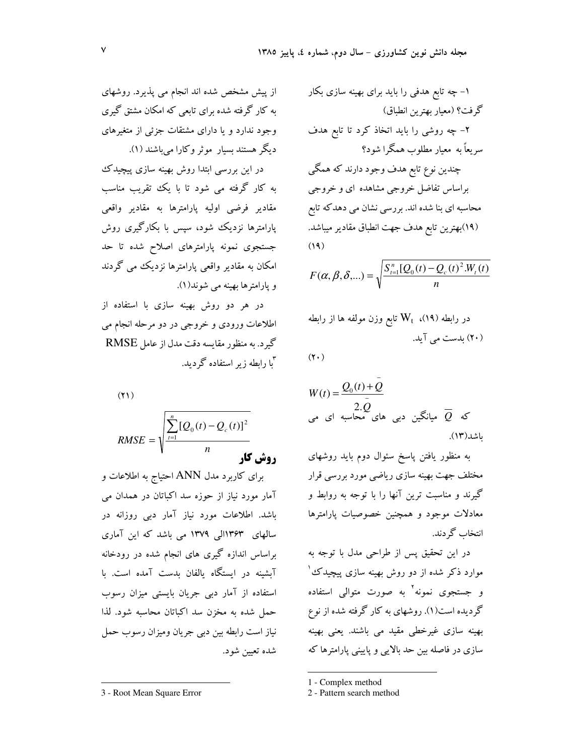۱- چه تابع هدفی را باید برای بهینه سازی بکار گرفت؟ (معیار بهترین انطباق)

۲- چه روشی را باید اتخاذ کرد تا تابع هدف سریعاً به معیار مطلوب همگرا شود؟

چندین نوع تابع هدف وجود دارند که همگی براساس تفاضل خروجی مشاهده ای و خروجی محاسبه ای بنا شده اند. بررسی نشان می دهدکه تابع (۱۹)بهترین تابع هدف جهت انطباق مقادیر میباشد.

(۱۹)

$$F(\alpha,\beta,\delta,...)=\sqrt{\frac{S_{t=1}^{n}[Q_0(t)-Q_c(t)^2.W_t(t)}{n}}$$

در رابطه (۱۹)، $W_t$ تابع وزن مولفه ها از رابطه (۲۰) بدست می آید.

(۲۰)

$$W(t)=\frac{Q_0(t)+\bar{Q}}{2.\bar{Q}}$$

که $\bar{Q}$ میانگین دبی های محاسبه ای می باشد(۱۳).

به منظور یافتن پاسخ سئوال دوم باید روشهای مختلف جهت بهینه سازی ریاضی مورد بررسی قرار گیرند و مناسب ترین آنها را با توجه به روابط و معادلات موجود و همچنین خصوصیات پارامترها انتخاب گردند.

در این تحقیق پس از طراحی مدل با توجه به موارد ذکر شده از دو روش بهینه سازی پیچیدک[1] و جستجوی نمونه[2] به صورت متوالی استفاده گردیده است(۱). روشهای به کار گرفته شده از نوع بهینه سازی غیرخطی مقید می باشند. یعنی بهینه سازی در فاصله بین حد بالایی و پایینی پارامترها که از پیش مشخص شده اند انجام می پذیرد. روشهای به کار گرفته شده برای تابعی که امکان مشتق گیری وجود ندارد و یا دارای مشتقات جزئی از متغیرهای دیگر هستند بسیار موثر وکارا میباشند (۱).

در این بررسی ابتدا روش بهینه سازی پیچیدک به کار گرفته می شود تا با یک تقریب مناسب مقادیر فرضی اولیه پارامترها به مقادیر واقعی پارامترها نزدیک شود، سپس با بکارگیری روش جستجوی نمونه پارامترهای اصلاح شده تا حد امکان به مقادیر واقعی پارامترها نزدیک می گردند و پارامترها بهینه می شوند(۱).

در هر دو روش بهینه سازی با استفاده از اطلاعات ورودی و خروجی در دو مرحله انجام می گیرد. به منظور مقایسه دقت مدل از عامل RMSE[3] با رابطه زیر استفاده گردید.

(۲۱)

$$RMSE=\sqrt{\frac{\sum_{t=1}^{n}[Q_0(t)-Q_c(t)]^2}{n}}$$

## روش کار

برای کاربرد مدل ANN احتیاج به اطلاعات و آمار مورد نیاز از حوزه سد اکباتان در همدان می باشد. اطلاعات مورد نیاز آمار دبی روزانه در سالهای ۱۳۶۳الی ۱۳۷۹ می باشد که این آماری براساس اندازه گیری های انجام شده در رودخانه آبشینه در ایستگاه یالفان بدست آمده است. با استفاده از آمار دبی جریان بایستی میزان رسوب حمل شده به مخزن سد اکباتان محاسبه شود. لذا نیاز است رابطه بین دبی جریان ومیزان رسوب حمل شده تعیین شود.

---

1 - Complex method

2 - Pattern search method

3 - Root Mean Square Error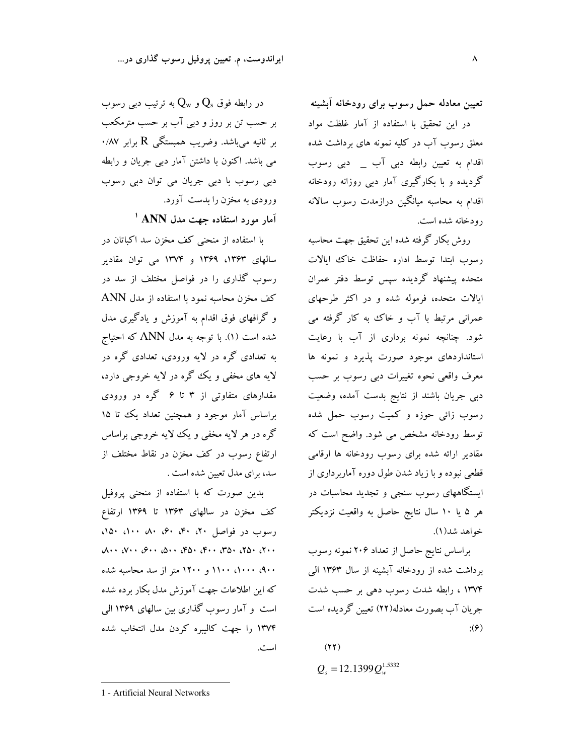**تعیین معادله حمل رسوب برای رودخانه آبشینه**

در این تحقیق با استفاده از آمار غلظت مواد معلق رسوب آب در کلیه نمونه های برداشت شده اقدام به تعیین رابطه دبی آب _ دبی رسوب گردیده و با بکارگیری آمار دبی روزانه رودخانه اقدام به محاسبه میانگین درازمدت رسوب سالانه رودخانه شده است.

روش بکار گرفته شده این تحقیق جهت محاسبه رسوب ابتدا توسط اداره حفاظت خاک ایالات متحده پیشنهاد گردیده سپس توسط دفتر عمران ایالات متحده، فرموله شده و در اکثر طرحهای عمرانی مرتبط با آب و خاک به کار گرفته می شود. چنانچه نمونه برداری از آب با رعایت استانداردهای موجود صورت پذیرد و نمونه ها معرف واقعی نحوه تغییرات دبی رسوب بر حسب دبی جریان باشند از نتایج بدست آمده، وضعیت رسوب زائی حوزه و کمیت رسوب حمل شده توسط رودخانه مشخص می شود. واضح است که مقادیر ارائه شده برای رسوب رودخانه ها ارقامی قطعی نبوده و با زیاد شدن طول دوره آماربرداری از ایستگاههای رسوب سنجی و تجدید محاسبات در هر ۵ یا ۱۰ سال نتایج حاصل به واقعیت نزدیکتر خواهد شد(۱).

براساس نتایج حاصل از تعداد ۲۰۶ نمونه رسوب برداشت شده از رودخانه آبشینه از سال ۱۳۶۳ الی ۱۳۷۴ ، رابطه شدت رسوب دهی بر حسب شدت جریان آب بصورت معادله(۲۲) تعیین گردیده است :(۶)

$$Q_s = 12.1399 Q_w^{1.5332} \qquad (۲۲)$$

در رابطه فوق $Q_s$ و $Q_w$ به ترتیب دبی رسوب بر حسب تن بر روز و دبی آب بر حسب مترمکعب بر ثانیه می‌باشد. وضریب همبستگی $R$ برابر ۰/۸۷ می باشد. اکنون با داشتن آمار دبی جریان و رابطه دبی رسوب با دبی جریان می توان دبی رسوب ورودی به مخزن را بدست آورد.

**آمار مورد استفاده جهت مدل ANN [1]**

با استفاده از منحنی کف مخزن سد اکباتان در سالهای ۱۳۶۳، ۱۳۶۹ و ۱۳۷۴ می توان مقادیر رسوب گذاری را در فواصل مختلف از سد در کف مخزن محاسبه نمود با استفاده از مدل ANN و گرافهای فوق اقدام به آموزش و یادگیری مدل شده است (۱). با توجه به مدل ANN که احتیاج به تعدادی گره در لایه ورودی، تعدادی گره در لایه های مخفی و یک گره در لایه خروجی دارد، مقدارهای متفاوتی از ۳ تا ۶ گره در ورودی براساس آمار موجود و همچنین تعداد یک تا ۱۵ گره در هر لایه مخفی و یک لایه خروجی براساس ارتفاع رسوب در کف مخزن در نقاط مختلف از سد، برای مدل تعیین شده است .

بدین صورت که با استفاده از منحنی پروفیل کف مخزن در سالهای ۱۳۶۳ تا ۱۳۶۹ ارتفاع رسوب در فواصل ۲۰، ۴۰، ۶۰، ۸۰، ۱۰۰، ۱۵۰، ۲۰۰، ۲۵۰، ۳۵۰، ۴۰۰، ۴۵۰، ۵۰۰، ۶۰۰، ۷۰۰، ۸۰۰، ۹۰۰، ۱۰۰۰، ۱۱۰۰ و ۱۲۰۰ متر از سد محاسبه شده که این اطلاعات جهت آموزش مدل بکار برده شده است و آمار رسوب گذاری بین سالهای ۱۳۶۹ الی ۱۳۷۴ را جهت کالیبره کردن مدل انتخاب شده است.

---

1 - Artificial Neural Networks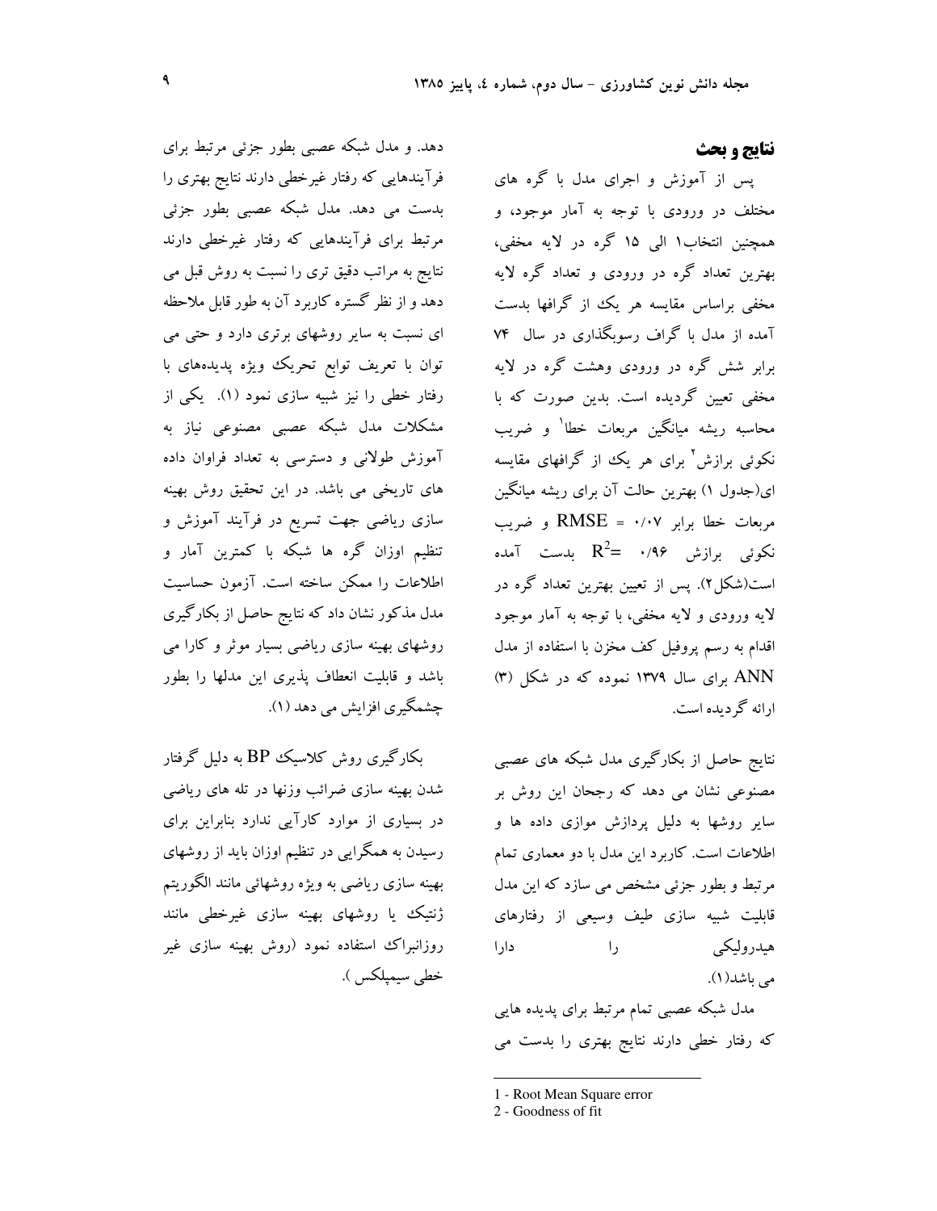## نتایج و بحث

پس از آموزش و اجرای مدل با گره های مختلف در ورودی با توجه به آمار موجود، و همچنین انتخاب۱ الی ۱۵ گره در لایه مخفی، بهترین تعداد گره در ورودی و تعداد گره لایه مخفی براساس مقایسه هر یک از گرافها بدست آمده از مدل با گراف رسوبگذاری در سال ۷۴ برابر شش گره در ورودی وهشت گره در لایه مخفی تعیین گردیده است. بدین صورت که با محاسبه ریشه میانگین مربعات خطا[1] و ضریب نکوئی برازش[2] برای هر یک از گرافهای مقایسه ای(جدول ۱) بهترین حالت آن برای ریشه میانگین مربعات خطا برابر RMSE = ۰/۰۷ و ضریب نکوئی برازش $R^2$= ۰/۹۶ بدست آمده است(شکل۲). پس از تعیین بهترین تعداد گره در لایه ورودی و لایه مخفی، با توجه به آمار موجود اقدام به رسم پروفیل کف مخزن با استفاده از مدل ANN برای سال ۱۳۷۹ نموده که در شکل (۳) ارائه گردیده است.

نتایج حاصل از بکارگیری مدل شبکه های عصبی مصنوعی نشان می دهد که رجحان این روش بر سایر روشها به دلیل پردازش موازی داده ها و اطلاعات است. کاربرد این مدل با دو معماری تمام مرتبط و بطور جزئی مشخص می سازد که این مدل قابلیت شبیه سازی طیف وسیعی از رفتارهای هیدرولیکی را دارا می باشد(۱).

مدل شبکه عصبی تمام مرتبط برای پدیده هایی که رفتار خطی دارند نتایج بهتری را بدست می دهد. و مدل شبکه عصبی بطور جزئی مرتبط برای فرآیندهایی که رفتار غیرخطی دارند نتایج بهتری را بدست می دهد. مدل شبکه عصبی بطور جزئی مرتبط برای فرآیندهایی که رفتار غیرخطی دارند نتایج به مراتب دقیق تری را نسبت به روش قبل می دهد و از نظر گستره کاربرد آن به طور قابل ملاحظه ای نسبت به سایر روشهای برتری دارد و حتی می توان با تعریف توابع تحریک ویژه پدیده‌های با رفتار خطی را نیز شبیه سازی نمود (۱). یکی از مشکلات مدل شبکه عصبی مصنوعی نیاز به آموزش طولانی و دسترسی به تعداد فراوان داده های تاریخی می باشد. در این تحقیق روش بهینه سازی ریاضی جهت تسریع در فرآیند آموزش و تنظیم اوزان گره ها شبکه با کمترین آمار و اطلاعات را ممکن ساخته است. آزمون حساسیت مدل مذکور نشان داد که نتایج حاصل از بکارگیری روشهای بهینه سازی ریاضی بسیار موثر و کارا می باشد و قابلیت انعطاف پذیری این مدلها را بطور چشمگیری افزایش می دهد (۱).

بکارگیری روش کلاسیک BP به دلیل گرفتار شدن بهینه سازی ضرائب وزنها در تله های ریاضی در بسیاری از موارد کارآیی ندارد بنابراین برای رسیدن به همگرایی در تنظیم اوزان باید از روشهای بهینه سازی ریاضی به ویژه روشهائی مانند الگوریتم ژنتیک یا روشهای بهینه سازی غیرخطی مانند روزانبراک استفاده نمود (روش بهینه سازی غیر خطی سیمپلکس ).

---

1 - Root Mean Square error

2 - Goodness of fit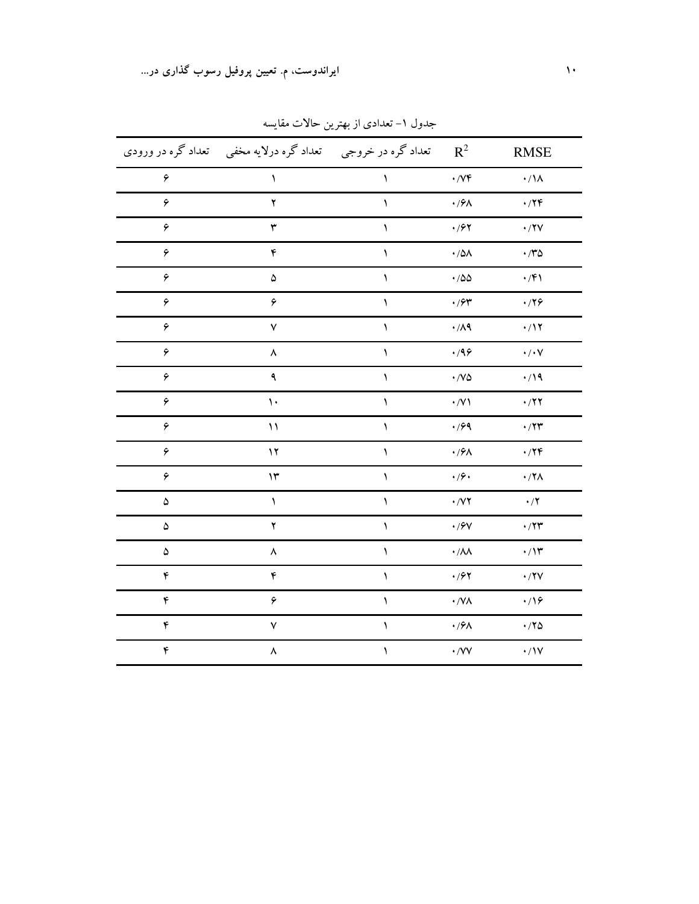جدول ۱- تعدادی از بهترین حالات مقایسه

| تعداد گره در ورودی | تعداد گره درلایه مخفی | تعداد گره در خروجی | $R^2$ | RMSE |
|---|---|---|---|---|
| ۶ | ۱ | ۱ | ۰/۷۴ | ۰/۱۸ |
| ۶ | ۲ | ۱ | ۰/۶۸ | ۰/۲۴ |
| ۶ | ۳ | ۱ | ۰/۶۲ | ۰/۲۷ |
| ۶ | ۴ | ۱ | ۰/۵۸ | ۰/۳۵ |
| ۶ | ۵ | ۱ | ۰/۵۵ | ۰/۴۱ |
| ۶ | ۶ | ۱ | ۰/۶۳ | ۰/۲۶ |
| ۶ | ۷ | ۱ | ۰/۸۹ | ۰/۱۲ |
| ۶ | ۸ | ۱ | ۰/۹۶ | ۰/۰۷ |
| ۶ | ۹ | ۱ | ۰/۷۵ | ۰/۱۹ |
| ۶ | ۱۰ | ۱ | ۰/۷۱ | ۰/۲۲ |
| ۶ | ۱۱ | ۱ | ۰/۶۹ | ۰/۲۳ |
| ۶ | ۱۲ | ۱ | ۰/۶۸ | ۰/۲۴ |
| ۶ | ۱۳ | ۱ | ۰/۶۰ | ۰/۲۸ |
| ۵ | ۱ | ۱ | ۰/۷۲ | ۰/۲ |
| ۵ | ۲ | ۱ | ۰/۶۷ | ۰/۲۳ |
| ۵ | ۸ | ۱ | ۰/۸۸ | ۰/۱۳ |
| ۴ | ۴ | ۱ | ۰/۶۲ | ۰/۲۷ |
| ۴ | ۶ | ۱ | ۰/۷۸ | ۰/۱۶ |
| ۴ | ۷ | ۱ | ۰/۶۸ | ۰/۲۵ |
| ۴ | ۸ | ۱ | ۰/۷۷ | ۰/۱۷ |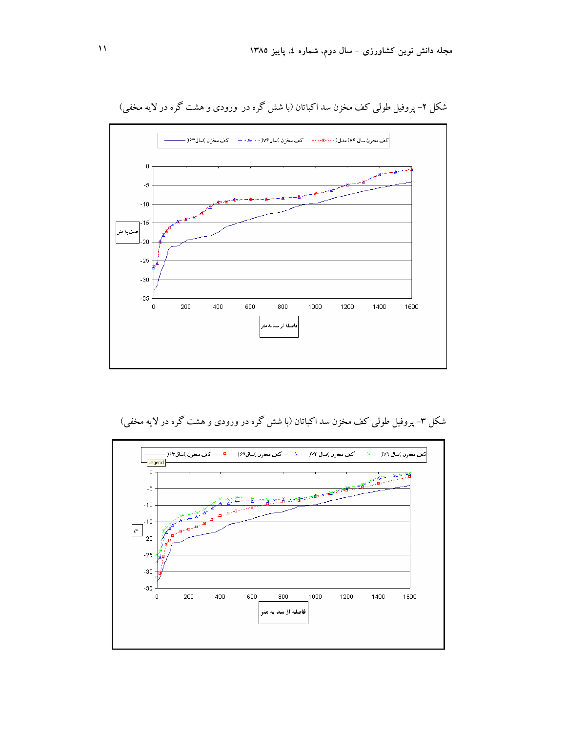شکل ۲- پروفیل طولی کف مخزن سد اکباتان (با شش گره در ورودی و هشت گره در لایه مخفی)

شکل ۳- پروفیل طولی کف مخزن سد اکباتان (با شش گره در ورودی و هشت گره در لایه مخفی)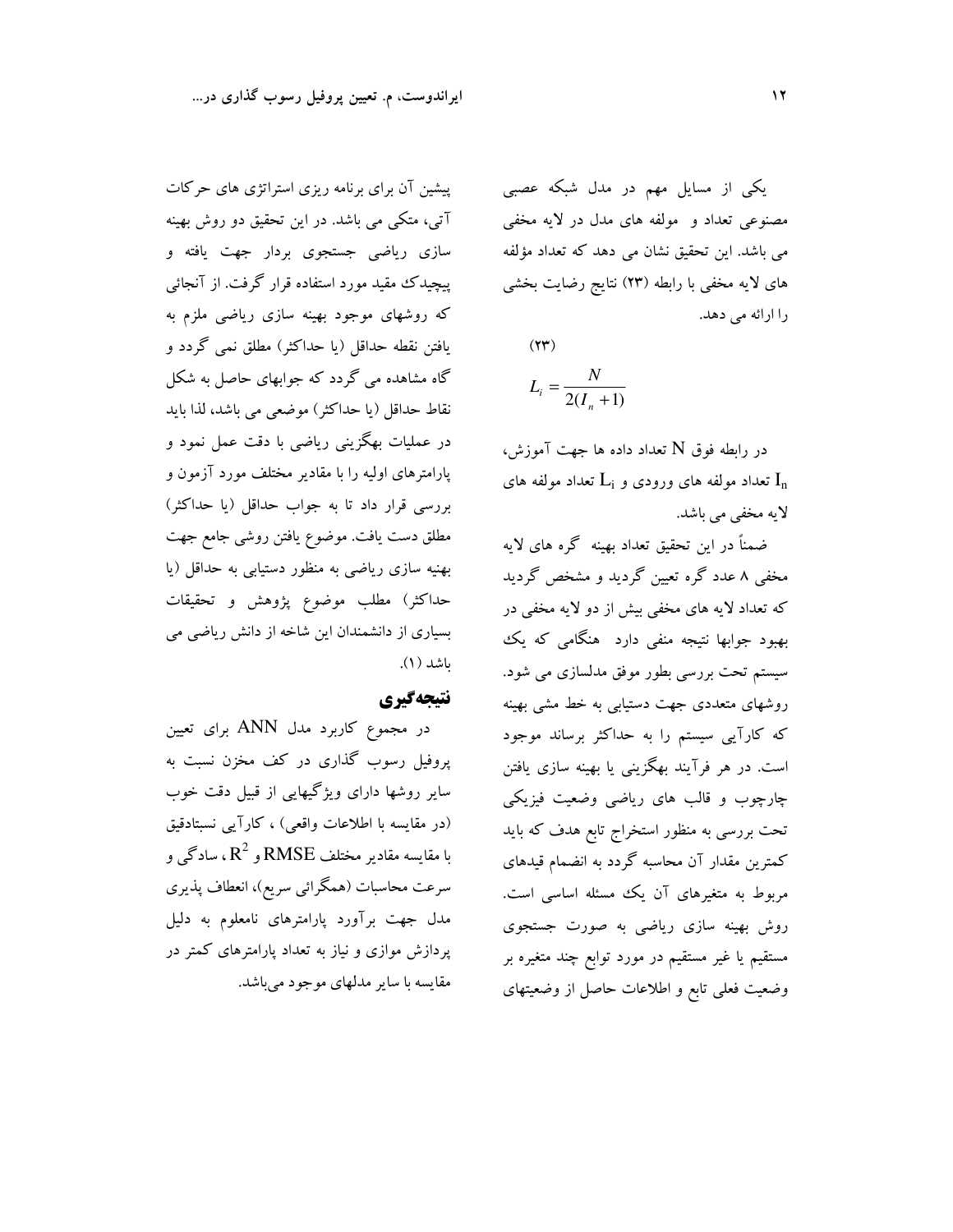یکی از مسایل مهم در مدل شبکه عصبی مصنوعی تعداد و مولفه های مدل در لایه مخفی می باشد. این تحقیق نشان می دهد که تعداد مؤلفه های لایه مخفی با رابطه (۲۳) نتایج رضایت بخشی را ارائه می دهد.

$$L_i = \frac{N}{2(I_n + 1)} \qquad (۲۳)$$

در رابطه فوق $N$ تعداد داده ها جهت آموزش، $I_n$ تعداد مولفه های ورودی و $L_i$ تعداد مولفه های لایه مخفی می باشد.

ضمناً در این تحقیق تعداد بهینه گره های لایه مخفی ۸ عدد گره تعیین گردید و مشخص گردید که تعداد لایه های مخفی بیش از دو لایه مخفی در بهبود جوابها نتیجه منفی دارد هنگامی که یک سیستم تحت بررسی بطور موفق مدلسازی می شود. روشهای متعددی جهت دستیابی به خط مشی بهینه که کارآیی سیستم را به حداکثر برساند موجود است. در هر فرآیند بهگزینی یا بهینه سازی یافتن چارچوب و قالب های ریاضی وضعیت فیزیکی تحت بررسی به منظور استخراج تابع هدف که باید کمترین مقدار آن محاسبه گردد به انضمام قیدهای مربوط به متغیرهای آن یک مسئله اساسی است. روش بهینه سازی ریاضی به صورت جستجوی مستقیم یا غیر مستقیم در مورد توابع چند متغیره بر وضعیت فعلی تابع و اطلاعات حاصل از وضعیتهای پیشین آن برای برنامه ریزی استراتژی های حرکات آتی، متکی می باشد. در این تحقیق دو روش بهینه سازی ریاضی جستجوی بردار جهت یافته و پیچیدک مقید مورد استفاده قرار گرفت. از آنجائی که روشهای موجود بهینه سازی ریاضی ملزم به یافتن نقطه حداقل (یا حداکثر) مطلق نمی گردد و گاه مشاهده می گردد که جوابهای حاصل به شکل نقاط حداقل (یا حداکثر) موضعی می باشد، لذا باید در عملیات بهگزینی ریاضی با دقت عمل نمود و پارامترهای اولیه را با مقادیر مختلف مورد آزمون و بررسی قرار داد تا به جواب حداقل (یا حداکثر) مطلق دست یافت. موضوع یافتن روشی جامع جهت بهینه سازی ریاضی به منظور دستیابی به حداقل (یا حداکثر) مطلب موضوع پژوهش و تحقیقات بسیاری از دانشمندان این شاخه از دانش ریاضی می باشد (۱).

## نتیجه‌گیری

در مجموع کاربرد مدل ANN برای تعیین پروفیل رسوب گذاری در کف مخزن نسبت به سایر روشها دارای ویژگیهایی از قبیل دقت خوب (در مقایسه با اطلاعات واقعی) ، کارآیی نسبتادقیق با مقایسه مقادیر مختلف RMSE و $R^2$ ، سادگی و سرعت محاسبات (همگرائی سریع)، انعطاف پذیری مدل جهت برآورد پارامترهای نامعلوم به دلیل پردازش موازی و نیاز به تعداد پارامترهای کمتر در مقایسه با سایر مدلهای موجود می‌باشد.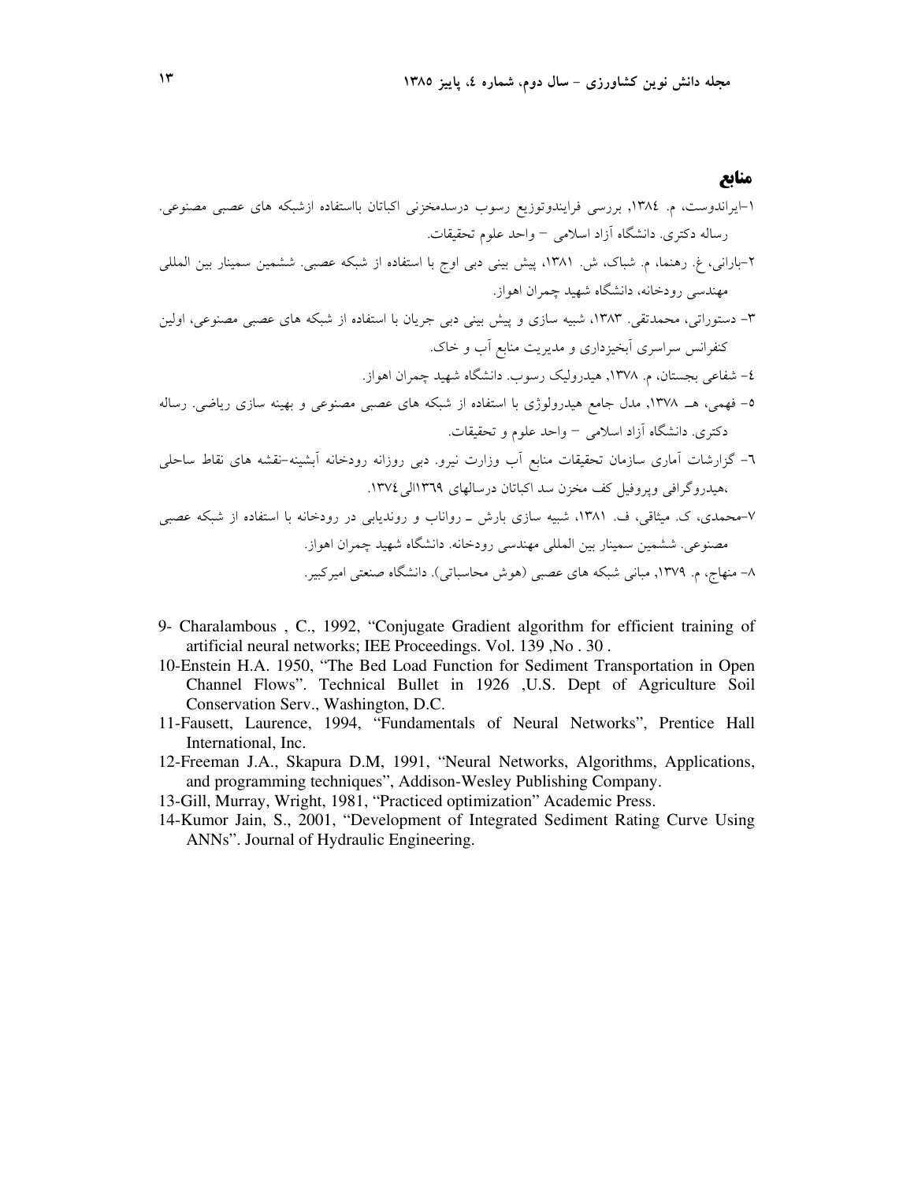## منابع

۱-ایراندوست، م. ۱۳۸٤, بررسی فرایندوتوزیع رسوب درسدمخزنی اکباتان بااستفاده ازشبکه های عصبی مصنوعی. رساله دکتری. دانشگاه آزاد اسلامی – واحد علوم تحقیقات.

۲-بارانی، غ. رهنما، م. شباک، ش. ۱۳۸۱، پیش بینی دبی اوج با استفاده از شبکه عصبی. ششمین سمینار بین المللی مهندسی رودخانه، دانشگاه شهید چمران اهواز.

۳- دستوراتی، محمدتقی. ۱۳۸۳، شبیه سازی و پیش بینی دبی جریان با استفاده از شبکه های عصبی مصنوعی، اولین کنفرانس سراسری آبخیزداری و مدیریت منابع آب و خاک.

٤- شفاعی بجستان، م. ۱۳۷۸, هیدرولیک رسوب. دانشگاه شهید چمران اهواز.

٥- فهمی، هـ ۱۳۷۸, مدل جامع هیدرولوژی با استفاده از شبکه های عصبی مصنوعی و بهینه سازی ریاضی. رساله دکتری. دانشگاه آزاد اسلامی – واحد علوم و تحقیقات.

٦- گزارشات آماری سازمان تحقیقات منابع آب وزارت نیرو. دبی روزانه رودخانه آبشینه–نقشه های نقاط ساحلی ،هیدروگرافی وپروفیل کف مخزن سد اکباتان درسالهای ۱۳٦۹الی ۱۳۷٤.

۷-محمدی، ک. میثاقی، ف. ۱۳۸۱، شبیه سازی بارش ـ رواناب و روندیابی در رودخانه با استفاده از شبکه عصبی مصنوعی. ششمین سمینار بین المللی مهندسی رودخانه. دانشگاه شهید چمران اهواز.

۸- منهاج، م. ۱۳۷۹, مبانی شبکه های عصبی (هوش محاسباتی). دانشگاه صنعتی امیرکبیر.

9- Charalambous , C., 1992, "Conjugate Gradient algorithm for efficient training of artificial neural networks; IEE Proceedings. Vol. 139 ,No . 30 .

10-Enstein H.A. 1950, "The Bed Load Function for Sediment Transportation in Open Channel Flows". Technical Bullet in 1926 ,U.S. Dept of Agriculture Soil Conservation Serv., Washington, D.C.

11-Fausett, Laurence, 1994, "Fundamentals of Neural Networks", Prentice Hall International, Inc.

12-Freeman J.A., Skapura D.M, 1991, "Neural Networks, Algorithms, Applications, and programming techniques", Addison-Wesley Publishing Company.

13-Gill, Murray, Wright, 1981, "Practiced optimization" Academic Press.

14-Kumor Jain, S., 2001, "Development of Integrated Sediment Rating Curve Using ANNs". Journal of Hydraulic Engineering.